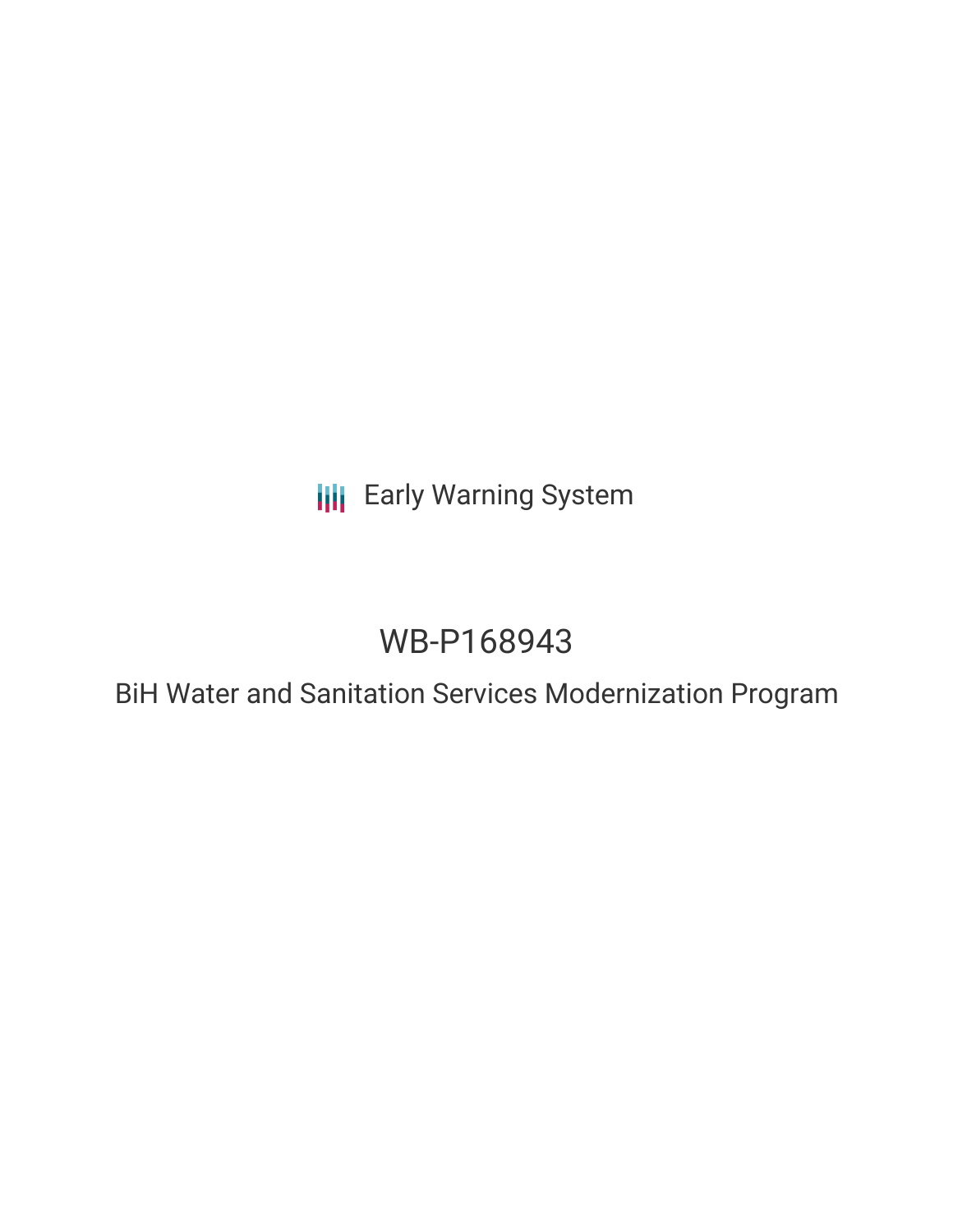Early Warning System

# WB-P168943

## BiH Water and Sanitation Services Modernization Program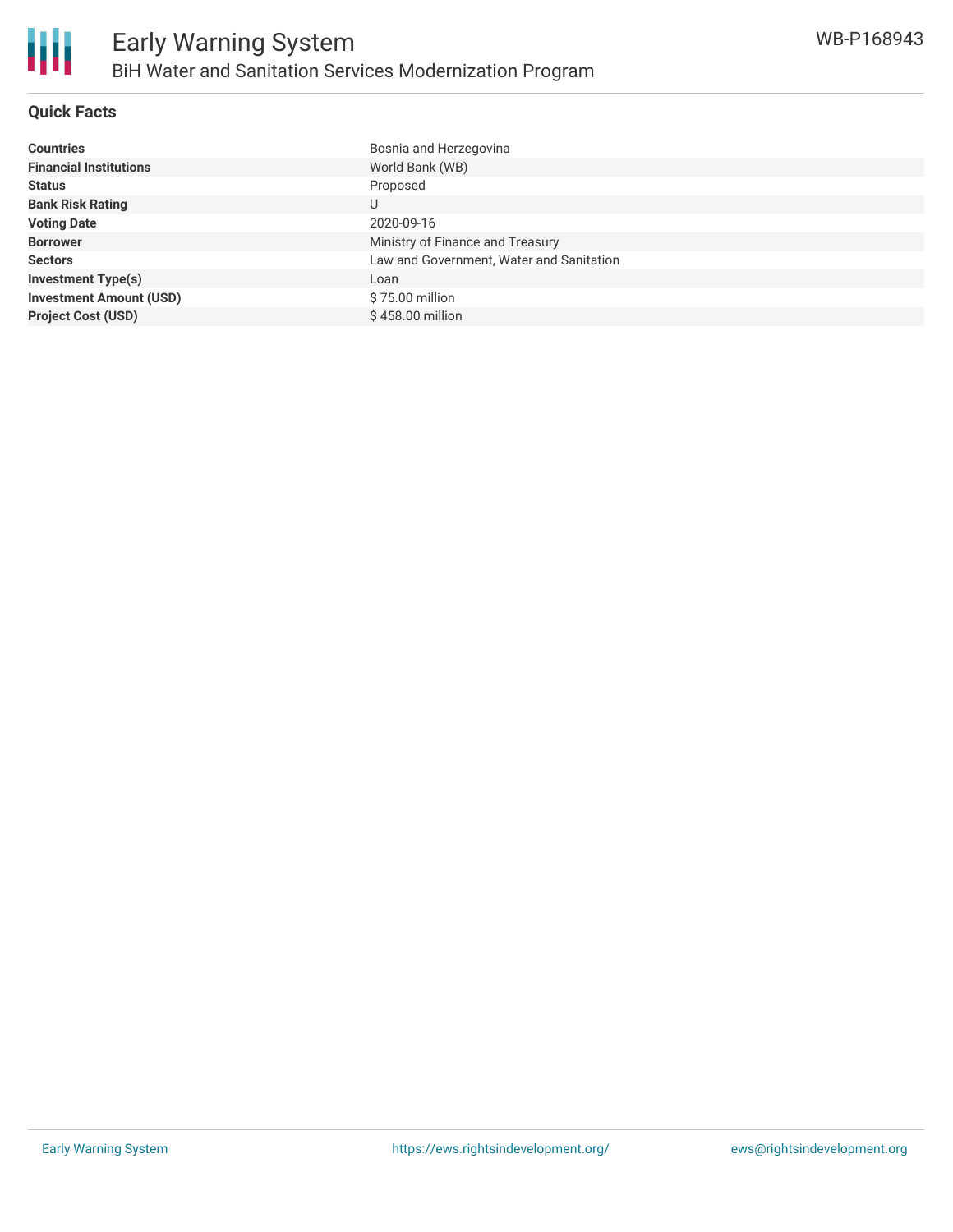# Early Warning System

## BiH Water and Sanitation Services Modernization Program

WB-P168943

### Quick Facts

| | |
|---|---|
| **Countries** | Bosnia and Herzegovina |
| **Financial Institutions** | World Bank (WB) |
| **Status** | Proposed |
| **Bank Risk Rating** | U |
| **Voting Date** | 2020-09-16 |
| **Borrower** | Ministry of Finance and Treasury |
| **Sectors** | Law and Government, Water and Sanitation |
| **Investment Type(s)** | Loan |
| **Investment Amount (USD)** | $ 75.00 million |
| **Project Cost (USD)** | $ 458.00 million |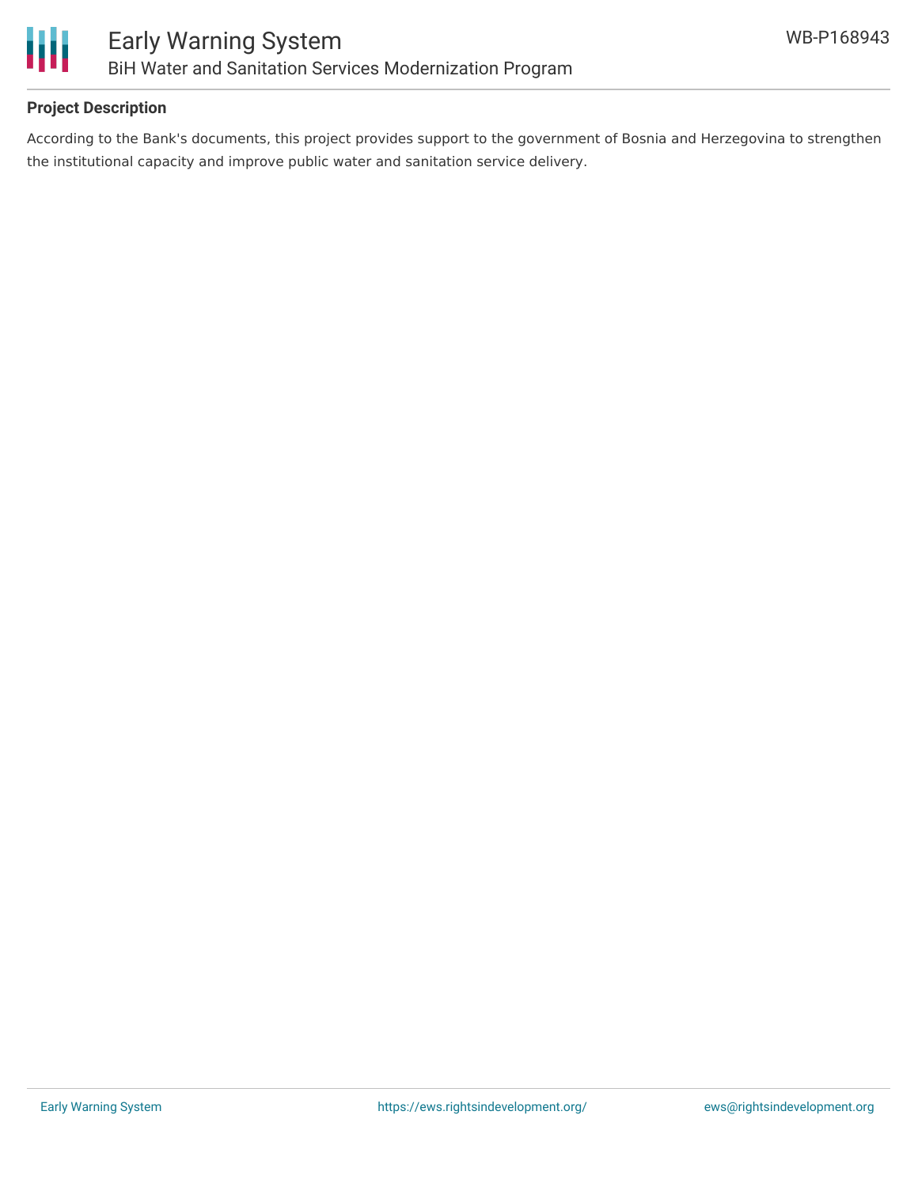## Project Description

According to the Bank's documents, this project provides support to the government of Bosnia and Herzegovina to strengthen the institutional capacity and improve public water and sanitation service delivery.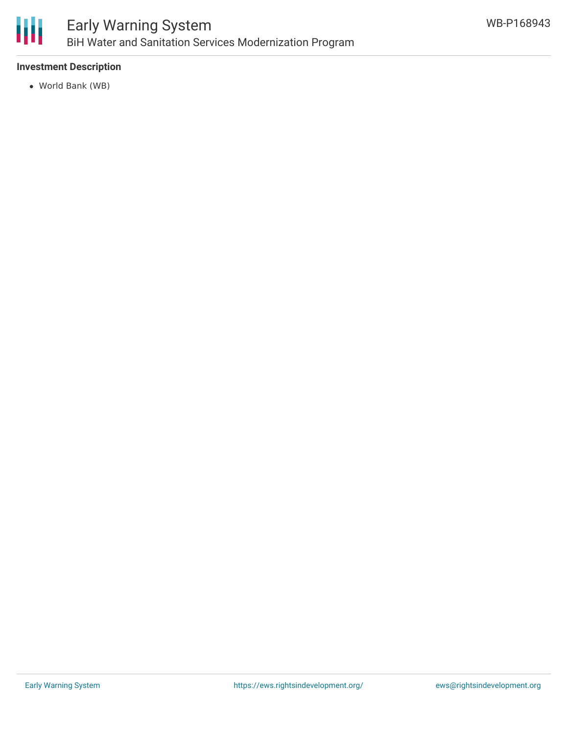**Investment Description**

- World Bank (WB)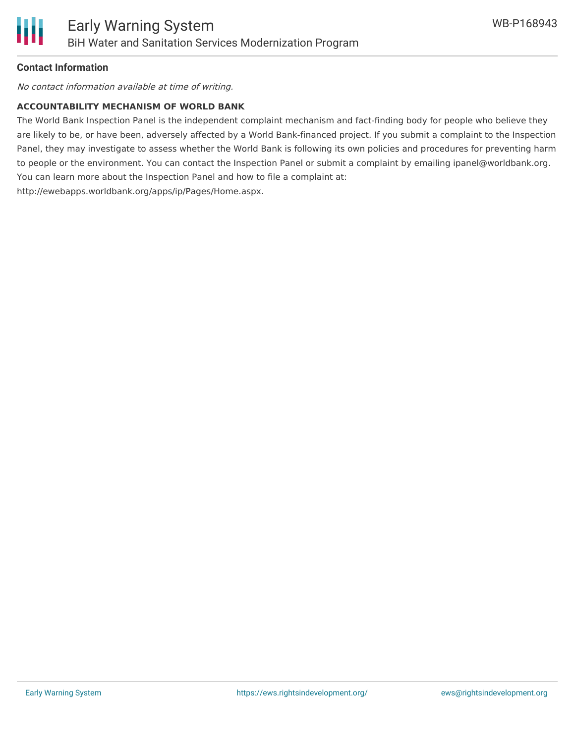**Contact Information**

*No contact information available at time of writing.*

**ACCOUNTABILITY MECHANISM OF WORLD BANK**

The World Bank Inspection Panel is the independent complaint mechanism and fact-finding body for people who believe they are likely to be, or have been, adversely affected by a World Bank-financed project. If you submit a complaint to the Inspection Panel, they may investigate to assess whether the World Bank is following its own policies and procedures for preventing harm to people or the environment. You can contact the Inspection Panel or submit a complaint by emailing ipanel@worldbank.org. You can learn more about the Inspection Panel and how to file a complaint at: http://ewebapps.worldbank.org/apps/ip/Pages/Home.aspx.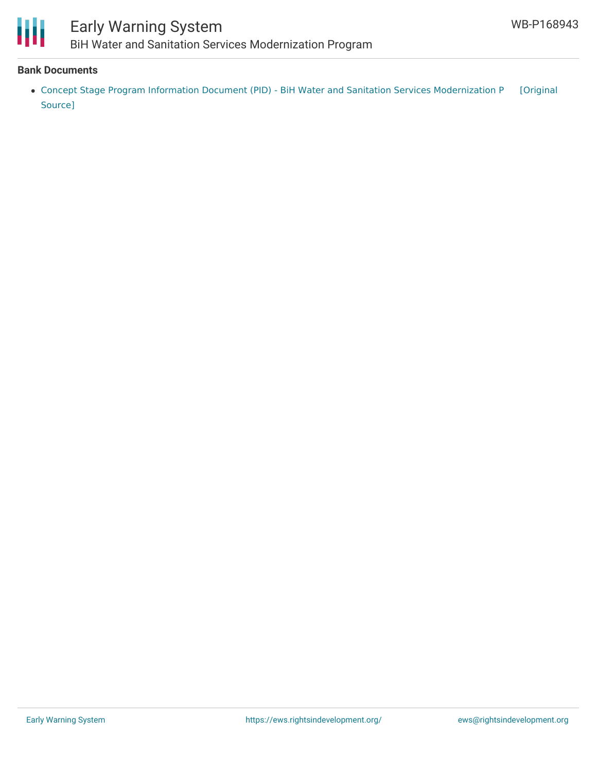**Bank Documents**

- Concept Stage Program Information Document (PID) - BiH Water and Sanitation Services Modernization P [Original Source]